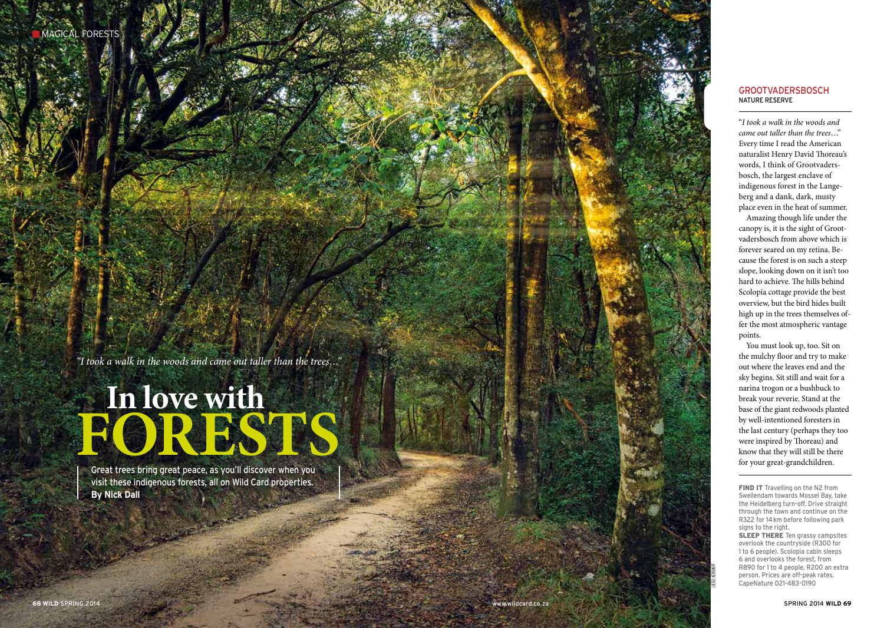MAGICAL FORESTS

*"I took a walk in the woods and came out taller than the trees…"*

# In love with FORESTS

Great trees bring great peace, as you'll discover when you visit these indigenous forests, all on Wild Card properties.
**By Nick Dall**

## GROOTVADERSBOSCH NATURE RESERVE

"*I took a walk in the woods and came out taller than the trees…*" Every time I read the American naturalist Henry David Thoreau's words, I think of Grootvadersbosch, the largest enclave of indigenous forest in the Langeberg and a dank, dark, musty place even in the heat of summer.

Amazing though life under the canopy is, it is the sight of Grootvadersbosch from above which is forever seared on my retina. Because the forest is on such a steep slope, looking down on it isn't too hard to achieve. The hills behind Scolopia cottage provide the best overview, but the bird hides built high up in the trees themselves offer the most atmospheric vantage points.

You must look up, too. Sit on the mulchy floor and try to make out where the leaves end and the sky begins. Sit still and wait for a narina trogon or a bushbuck to break your reverie. Stand at the base of the giant redwoods planted by well-intentioned foresters in the last century (perhaps they too were inspired by Thoreau) and know that they will still be there for your great-grandchildren.

**FIND IT** Travelling on the N2 from Swellendam towards Mossel Bay, take the Heidelberg turn-off. Drive straight through the town and continue on the R322 for 14 km before following park signs to the right.
**SLEEP THERE** Ten grassy campsites overlook the countryside (R300 for 1 to 6 people). Scolopia cabin sleeps 6 and overlooks the forest, from R890 for 1 to 4 people, R200 an extra person. Prices are off-peak rates. CapeNature 021-483-0190

LIESEL KERSHOFF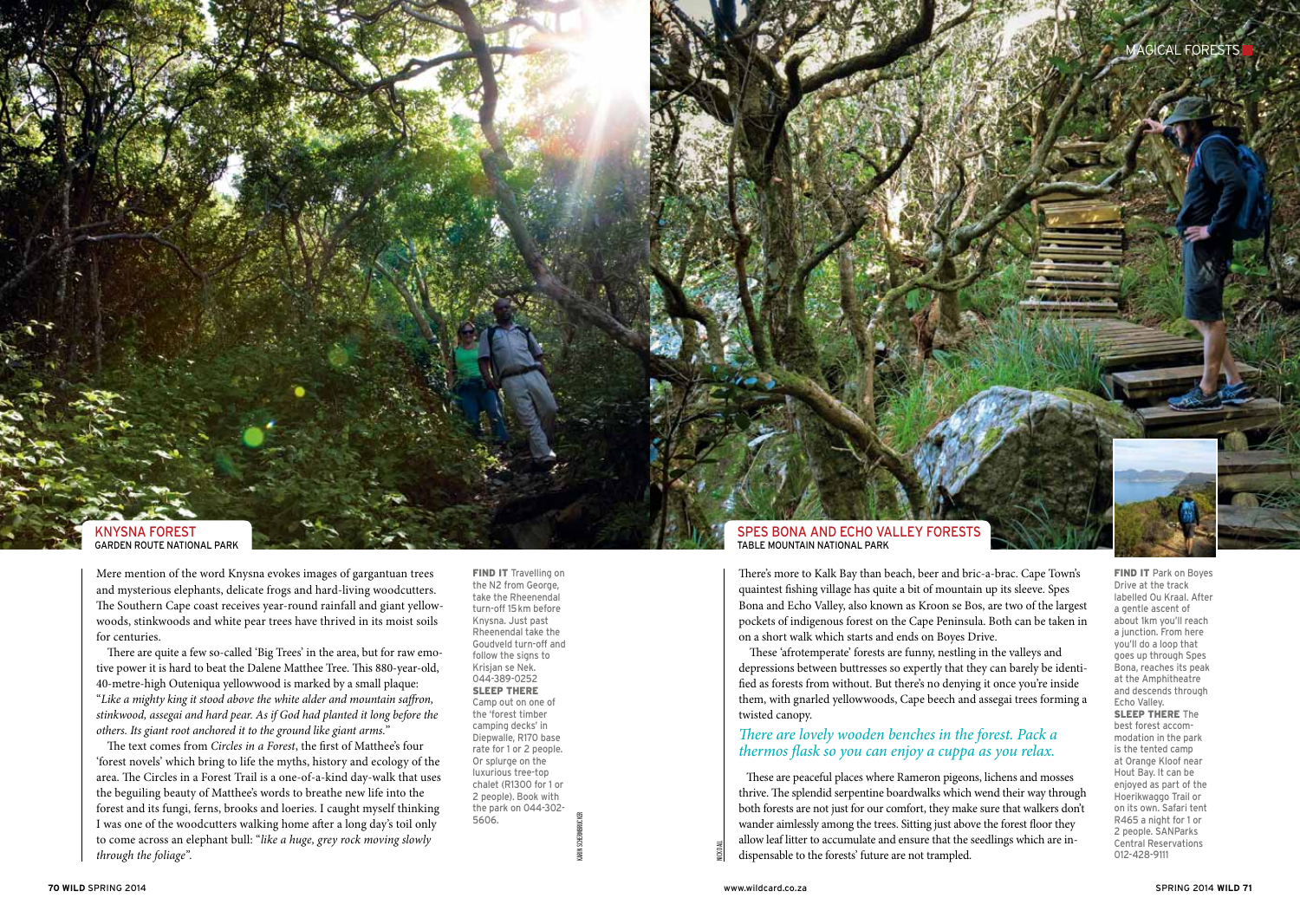## KNYSNA FOREST
GARDEN ROUTE NATIONAL PARK

Mere mention of the word Knysna evokes images of gargantuan trees and mysterious elephants, delicate frogs and hard-living woodcutters. The Southern Cape coast receives year-round rainfall and giant yellowwoods, stinkwoods and white pear trees have thrived in its moist soils for centuries.

There are quite a few so-called 'Big Trees' in the area, but for raw emotive power it is hard to beat the Dalene Matthee Tree. This 880-year-old, 40-metre-high Outeniqua yellowwood is marked by a small plaque: "*Like a mighty king it stood above the white alder and mountain saffron, stinkwood, assegai and hard pear. As if God had planted it long before the others. Its giant root anchored it to the ground like giant arms.*"

The text comes from *Circles in a Forest*, the first of Matthee's four 'forest novels' which bring to life the myths, history and ecology of the area. The Circles in a Forest Trail is a one-of-a-kind day-walk that uses the beguiling beauty of Matthee's words to breathe new life into the forest and its fungi, ferns, brooks and loeries. I caught myself thinking I was one of the woodcutters walking home after a long day's toil only to come across an elephant bull: "*like a huge, grey rock moving slowly through the foliage*".

**FIND IT** Travelling on the N2 from George, take the Rheenendal turn-off 15 km before Knysna. Just past Rheenendal take the Goudveld turn-off and follow the signs to Krisjan se Nek. 044-389-0252

**SLEEP THERE** Camp out on one of the 'forest timber camping decks' in Diepwalle, R170 base rate for 1 or 2 people. Or splurge on the luxurious tree-top chalet (R1300 for 1 or 2 people). Book with the park on 044-302-5606.

KARIN SCHERMBRUCKER

## SPES BONA AND ECHO VALLEY FORESTS
TABLE MOUNTAIN NATIONAL PARK

There's more to Kalk Bay than beach, beer and bric-a-brac. Cape Town's quaintest fishing village has quite a bit of mountain up its sleeve. Spes Bona and Echo Valley, also known as Kroon se Bos, are two of the largest pockets of indigenous forest on the Cape Peninsula. Both can be taken in on a short walk which starts and ends on Boyes Drive.

These 'afrotemperate' forests are funny, nestling in the valleys and depressions between buttresses so expertly that they can barely be identified as forests from without. But there's no denying it once you're inside them, with gnarled yellowwoods, Cape beech and assegai trees forming a twisted canopy.

*There are lovely wooden benches in the forest. Pack a thermos flask so you can enjoy a cuppa as you relax.*

These are peaceful places where Rameron pigeons, lichens and mosses thrive. The splendid serpentine boardwalks which wend their way through both forests are not just for our comfort, they make sure that walkers don't wander aimlessly among the trees. Sitting just above the forest floor they allow leaf litter to accumulate and ensure that the seedlings which are indispensable to the forests' future are not trampled.

NICK DALL

**FIND IT** Park on Boyes Drive at the track labelled Ou Kraal. After a gentle ascent of about 1km you'll reach a junction. From here you'll do a loop that goes up through Spes Bona, reaches its peak at the Amphitheatre and descends through Echo Valley.

**SLEEP THERE** The best forest accommodation in the park is the tented camp at Orange Kloof near Hout Bay. It can be enjoyed as part of the Hoerikwaggo Trail or on its own. Safari tent R465 a night for 1 or 2 people. SANParks Central Reservations 012-428-9111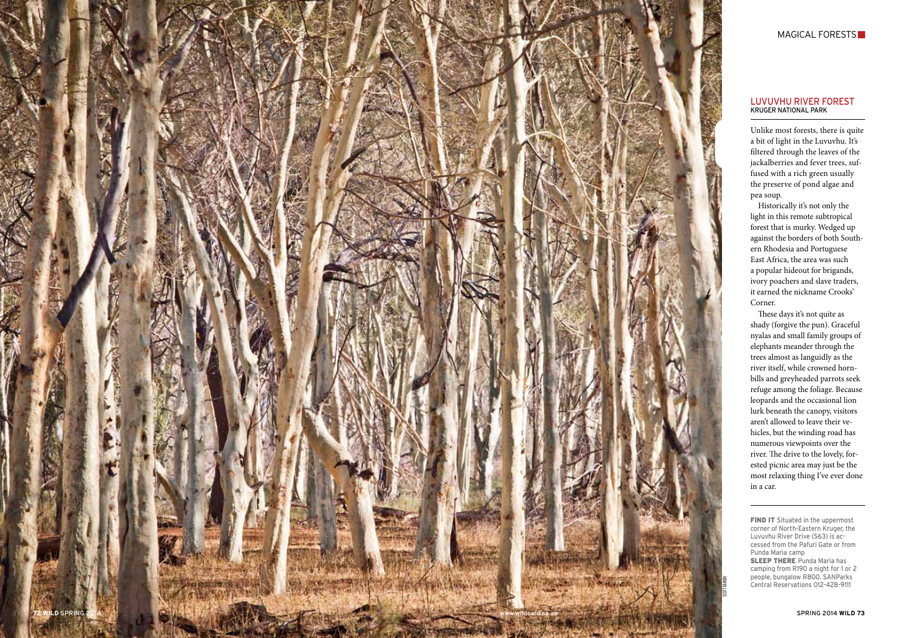## LUVUVHU RIVER FOREST

KRUGER NATIONAL PARK

Unlike most forests, there is quite a bit of light in the Luvuvhu. It's filtered through the leaves of the jackalberries and fever trees, suffused with a rich green usually the preserve of pond algae and pea soup.

Historically it's not only the light in this remote subtropical forest that is murky. Wedged up against the borders of both Southern Rhodesia and Portuguese East Africa, the area was such a popular hideout for brigands, ivory poachers and slave traders, it earned the nickname Crooks' Corner.

These days it's not quite as shady (forgive the pun). Graceful nyalas and small family groups of elephants meander through the trees almost as languidly as the river itself, while crowned hornbills and greyheaded parrots seek refuge among the foliage. Because leopards and the occasional lion lurk beneath the canopy, visitors aren't allowed to leave their vehicles, but the winding road has numerous viewpoints over the river. The drive to the lovely, forested picnic area may just be the most relaxing thing I've ever done in a car.

**FIND IT** Situated in the uppermost corner of North-Eastern Kruger, the Luvuvhu River Drive (S63) is accessed from the Pafuri Gate or from Punda Maria camp

**SLEEP THERE** Punda Maria has camping from R190 a night for 1 or 2 people, bungalow R800. SANParks Central Reservations 012-428-9111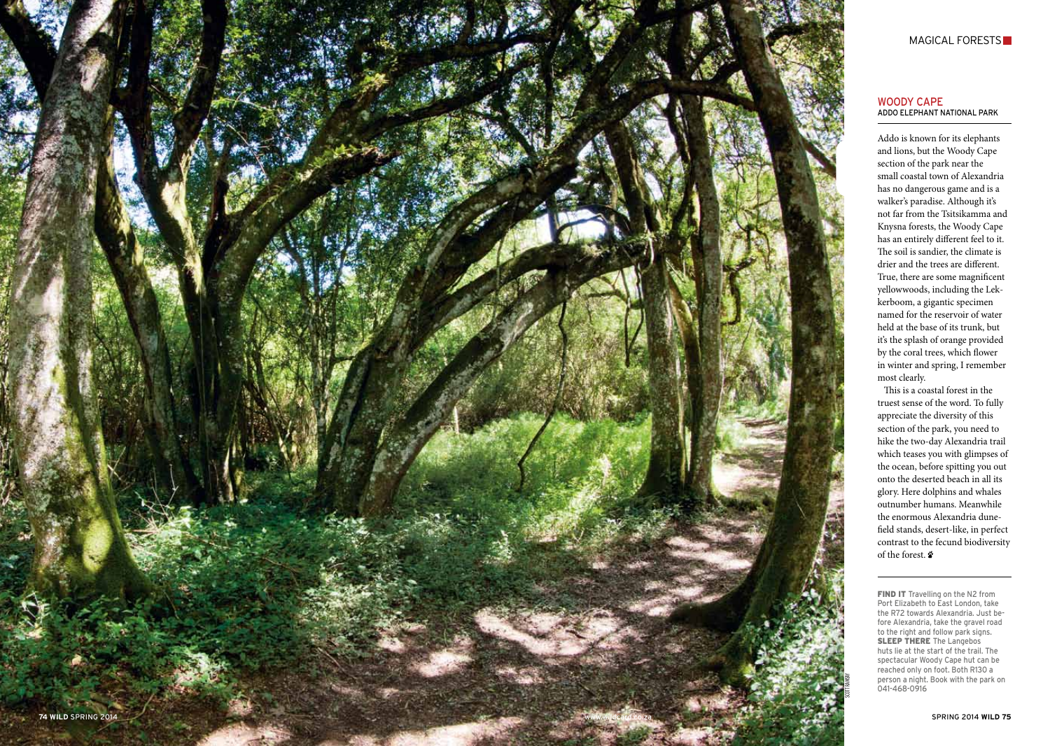## WOODY CAPE

### ADDO ELEPHANT NATIONAL PARK

Addo is known for its elephants and lions, but the Woody Cape section of the park near the small coastal town of Alexandria has no dangerous game and is a walker's paradise. Although it's not far from the Tsitsikamma and Knysna forests, the Woody Cape has an entirely different feel to it. The soil is sandier, the climate is drier and the trees are different. True, there are some magnificent yellowwoods, including the Lekkerboom, a gigantic specimen named for the reservoir of water held at the base of its trunk, but it's the splash of orange provided by the coral trees, which flower in winter and spring, I remember most clearly.

This is a coastal forest in the truest sense of the word. To fully appreciate the diversity of this section of the park, you need to hike the two-day Alexandria trail which teases you with glimpses of the ocean, before spitting you out onto the deserted beach in all its glory. Here dolphins and whales outnumber humans. Meanwhile the enormous Alexandria dunefield stands, desert-like, in perfect contrast to the fecund biodiversity of the forest.

**FIND IT** Travelling on the N2 from Port Elizabeth to East London, take the R72 towards Alexandria. Just before Alexandria, take the gravel road to the right and follow park signs.
**SLEEP THERE** The Langebos huts lie at the start of the trail. The spectacular Woody Cape hut can be reached only on foot. Both R130 a person a night. Book with the park on 041-468-0916

SCOTT RAMSAY